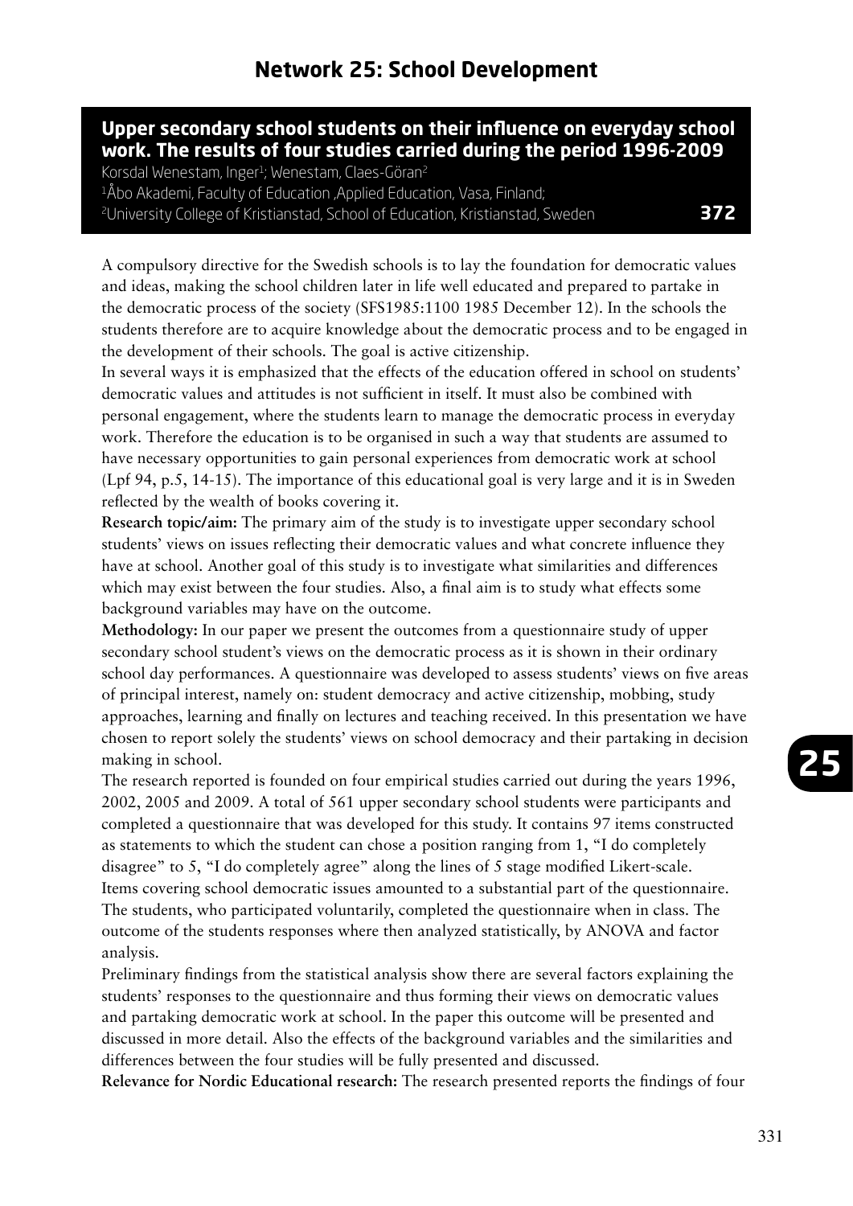# Network 25: School Development

## Upper secondary school students on their influence on everyday school work. The results of four studies carried during the period 1996-2009

Korsdal Wenestam, Inger[1]; Wenestam, Claes-Göran[2]

[1]Åbo Akademi, Faculty of Education ,Applied Education, Vasa, Finland;

[2]University College of Kristianstad, School of Education, Kristianstad, Sweden

**372**

A compulsory directive for the Swedish schools is to lay the foundation for democratic values and ideas, making the school children later in life well educated and prepared to partake in the democratic process of the society (SFS1985:1100 1985 December 12). In the schools the students therefore are to acquire knowledge about the democratic process and to be engaged in the development of their schools. The goal is active citizenship.

In several ways it is emphasized that the effects of the education offered in school on students' democratic values and attitudes is not sufficient in itself. It must also be combined with personal engagement, where the students learn to manage the democratic process in everyday work. Therefore the education is to be organised in such a way that students are assumed to have necessary opportunities to gain personal experiences from democratic work at school (Lpf 94, p.5, 14-15). The importance of this educational goal is very large and it is in Sweden reflected by the wealth of books covering it.

**Research topic/aim:** The primary aim of the study is to investigate upper secondary school students' views on issues reflecting their democratic values and what concrete influence they have at school. Another goal of this study is to investigate what similarities and differences which may exist between the four studies. Also, a final aim is to study what effects some background variables may have on the outcome.

**Methodology:** In our paper we present the outcomes from a questionnaire study of upper secondary school student's views on the democratic process as it is shown in their ordinary school day performances. A questionnaire was developed to assess students' views on five areas of principal interest, namely on: student democracy and active citizenship, mobbing, study approaches, learning and finally on lectures and teaching received. In this presentation we have chosen to report solely the students' views on school democracy and their partaking in decision making in school.

The research reported is founded on four empirical studies carried out during the years 1996, 2002, 2005 and 2009. A total of 561 upper secondary school students were participants and completed a questionnaire that was developed for this study. It contains 97 items constructed as statements to which the student can chose a position ranging from 1, "I do completely disagree" to 5, "I do completely agree" along the lines of 5 stage modified Likert-scale. Items covering school democratic issues amounted to a substantial part of the questionnaire. The students, who participated voluntarily, completed the questionnaire when in class. The outcome of the students responses where then analyzed statistically, by ANOVA and factor analysis.

Preliminary findings from the statistical analysis show there are several factors explaining the students' responses to the questionnaire and thus forming their views on democratic values and partaking democratic work at school. In the paper this outcome will be presented and discussed in more detail. Also the effects of the background variables and the similarities and differences between the four studies will be fully presented and discussed.

**Relevance for Nordic Educational research:** The research presented reports the findings of four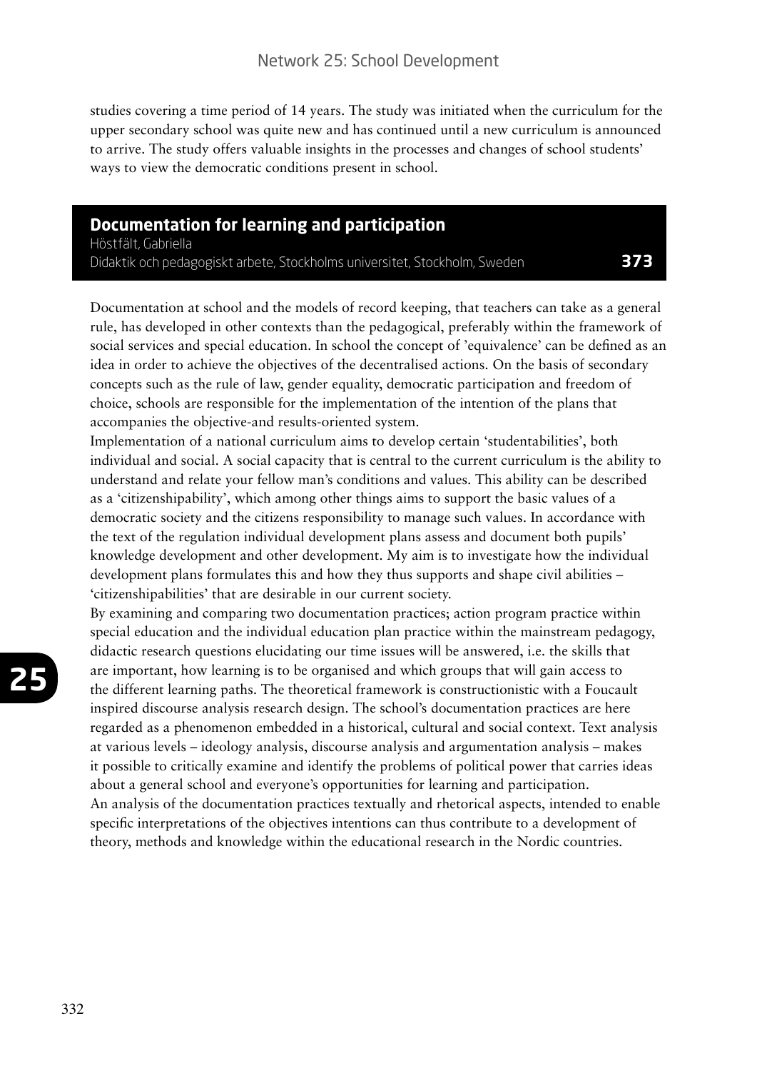studies covering a time period of 14 years. The study was initiated when the curriculum for the upper secondary school was quite new and has continued until a new curriculum is announced to arrive. The study offers valuable insights in the processes and changes of school students' ways to view the democratic conditions present in school.

## Documentation for learning and participation

Höstfält, Gabriella
Didaktik och pedagogiskt arbete, Stockholms universitet, Stockholm, Sweden **373**

Documentation at school and the models of record keeping, that teachers can take as a general rule, has developed in other contexts than the pedagogical, preferably within the framework of social services and special education. In school the concept of 'equivalence' can be defined as an idea in order to achieve the objectives of the decentralised actions. On the basis of secondary concepts such as the rule of law, gender equality, democratic participation and freedom of choice, schools are responsible for the implementation of the intention of the plans that accompanies the objective-and results-oriented system.

Implementation of a national curriculum aims to develop certain 'studentabilities', both individual and social. A social capacity that is central to the current curriculum is the ability to understand and relate your fellow man's conditions and values. This ability can be described as a 'citizenshipability', which among other things aims to support the basic values of a democratic society and the citizens responsibility to manage such values. In accordance with the text of the regulation individual development plans assess and document both pupils' knowledge development and other development. My aim is to investigate how the individual development plans formulates this and how they thus supports and shape civil abilities – 'citizenshipabilities' that are desirable in our current society.

By examining and comparing two documentation practices; action program practice within special education and the individual education plan practice within the mainstream pedagogy, didactic research questions elucidating our time issues will be answered, i.e. the skills that are important, how learning is to be organised and which groups that will gain access to the different learning paths. The theoretical framework is constructionistic with a Foucault inspired discourse analysis research design. The school's documentation practices are here regarded as a phenomenon embedded in a historical, cultural and social context. Text analysis at various levels – ideology analysis, discourse analysis and argumentation analysis – makes it possible to critically examine and identify the problems of political power that carries ideas about a general school and everyone's opportunities for learning and participation.

An analysis of the documentation practices textually and rhetorical aspects, intended to enable specific interpretations of the objectives intentions can thus contribute to a development of theory, methods and knowledge within the educational research in the Nordic countries.